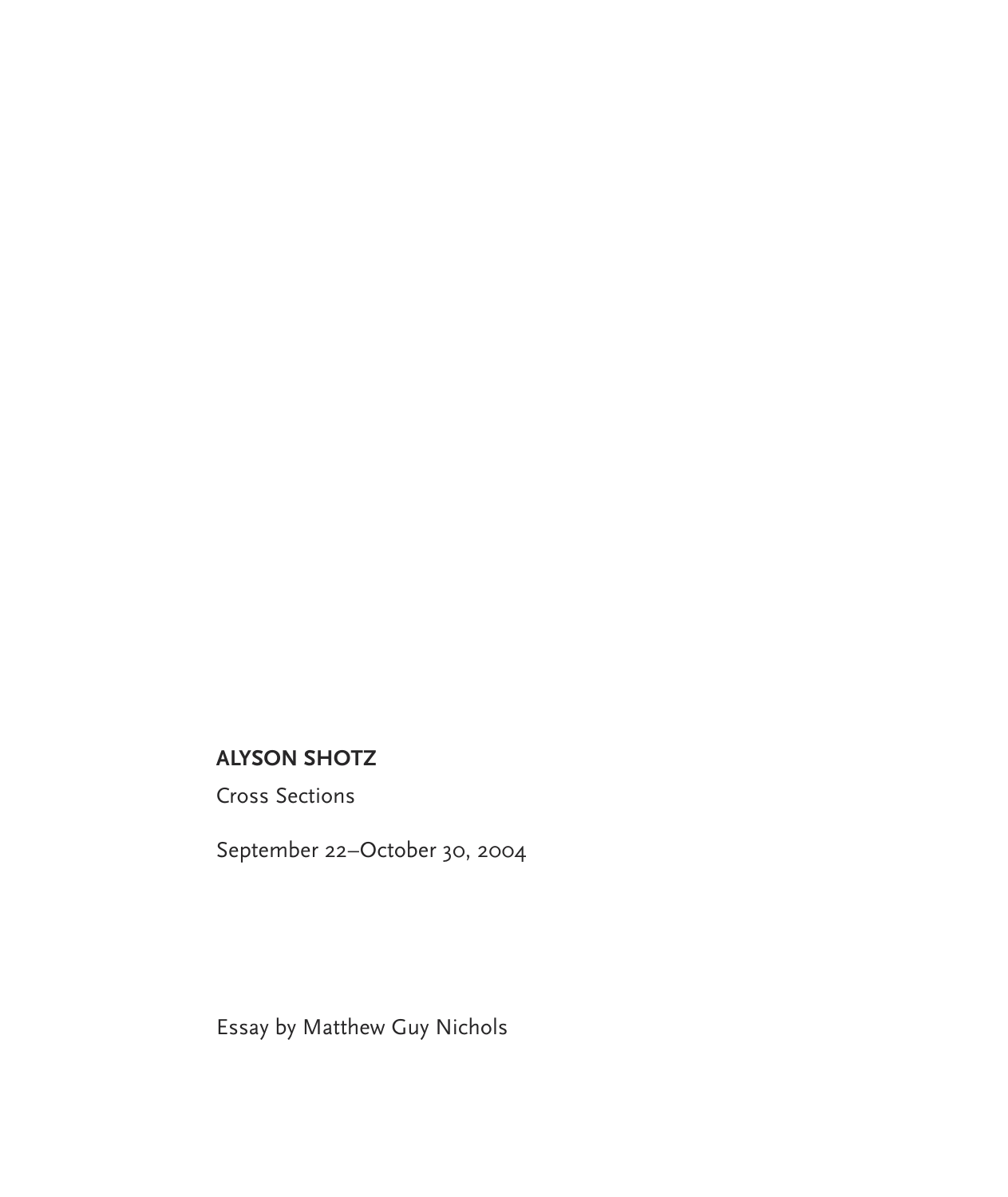# ALYSON SHOTZ

Cross Sections

September 22–October 30, 2004

Essay by Matthew Guy Nichols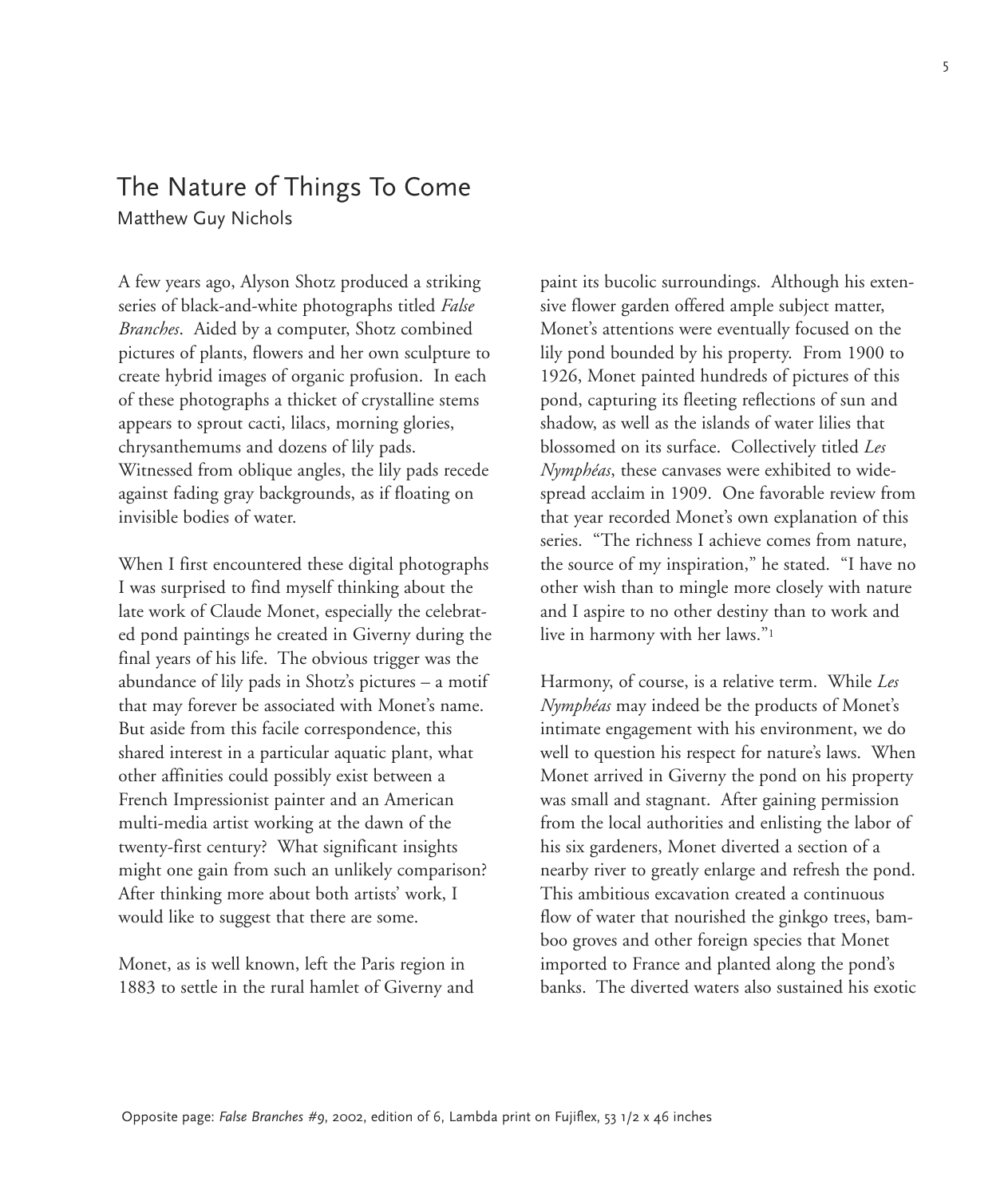# The Nature of Things To Come

Matthew Guy Nichols

A few years ago, Alyson Shotz produced a striking series of black-and-white photographs titled *False Branches*. Aided by a computer, Shotz combined pictures of plants, flowers and her own sculpture to create hybrid images of organic profusion. In each of these photographs a thicket of crystalline stems appears to sprout cacti, lilacs, morning glories, chrysanthemums and dozens of lily pads. Witnessed from oblique angles, the lily pads recede against fading gray backgrounds, as if floating on invisible bodies of water.

When I first encountered these digital photographs I was surprised to find myself thinking about the late work of Claude Monet, especially the celebrated pond paintings he created in Giverny during the final years of his life. The obvious trigger was the abundance of lily pads in Shotz's pictures – a motif that may forever be associated with Monet's name. But aside from this facile correspondence, this shared interest in a particular aquatic plant, what other affinities could possibly exist between a French Impressionist painter and an American multi-media artist working at the dawn of the twenty-first century? What significant insights might one gain from such an unlikely comparison? After thinking more about both artists' work, I would like to suggest that there are some.

Monet, as is well known, left the Paris region in 1883 to settle in the rural hamlet of Giverny and paint its bucolic surroundings. Although his extensive flower garden offered ample subject matter, Monet's attentions were eventually focused on the lily pond bounded by his property. From 1900 to 1926, Monet painted hundreds of pictures of this pond, capturing its fleeting reflections of sun and shadow, as well as the islands of water lilies that blossomed on its surface. Collectively titled *Les Nymphéas*, these canvases were exhibited to widespread acclaim in 1909. One favorable review from that year recorded Monet's own explanation of this series. "The richness I achieve comes from nature, the source of my inspiration," he stated. "I have no other wish than to mingle more closely with nature and I aspire to no other destiny than to work and live in harmony with her laws."[1]

Harmony, of course, is a relative term. While *Les Nymphéas* may indeed be the products of Monet's intimate engagement with his environment, we do well to question his respect for nature's laws. When Monet arrived in Giverny the pond on his property was small and stagnant. After gaining permission from the local authorities and enlisting the labor of his six gardeners, Monet diverted a section of a nearby river to greatly enlarge and refresh the pond. This ambitious excavation created a continuous flow of water that nourished the ginkgo trees, bamboo groves and other foreign species that Monet imported to France and planted along the pond's banks. The diverted waters also sustained his exotic

Opposite page: *False Branches #9*, 2002, edition of 6, Lambda print on Fujiflex, 53 1/2 x 46 inches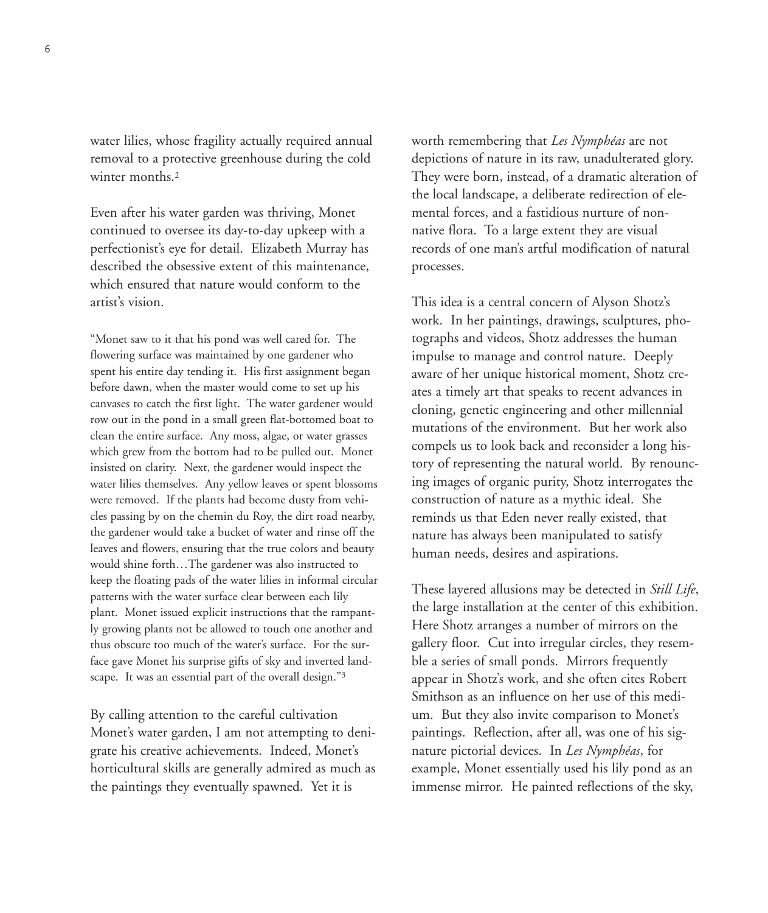water lilies, whose fragility actually required annual removal to a protective greenhouse during the cold winter months.[2]

Even after his water garden was thriving, Monet continued to oversee its day-to-day upkeep with a perfectionist's eye for detail. Elizabeth Murray has described the obsessive extent of this maintenance, which ensured that nature would conform to the artist's vision.

> "Monet saw to it that his pond was well cared for. The flowering surface was maintained by one gardener who spent his entire day tending it. His first assignment began before dawn, when the master would come to set up his canvases to catch the first light. The water gardener would row out in the pond in a small green flat-bottomed boat to clean the entire surface. Any moss, algae, or water grasses which grew from the bottom had to be pulled out. Monet insisted on clarity. Next, the gardener would inspect the water lilies themselves. Any yellow leaves or spent blossoms were removed. If the plants had become dusty from vehicles passing by on the chemin du Roy, the dirt road nearby, the gardener would take a bucket of water and rinse off the leaves and flowers, ensuring that the true colors and beauty would shine forth…The gardener was also instructed to keep the floating pads of the water lilies in informal circular patterns with the water surface clear between each lily plant. Monet issued explicit instructions that the rampantly growing plants not be allowed to touch one another and thus obscure too much of the water's surface. For the surface gave Monet his surprise gifts of sky and inverted landscape. It was an essential part of the overall design."[3]

By calling attention to the careful cultivation Monet's water garden, I am not attempting to denigrate his creative achievements. Indeed, Monet's horticultural skills are generally admired as much as the paintings they eventually spawned. Yet it is worth remembering that *Les Nymphéas* are not depictions of nature in its raw, unadulterated glory. They were born, instead, of a dramatic alteration of the local landscape, a deliberate redirection of elemental forces, and a fastidious nurture of non-native flora. To a large extent they are visual records of one man's artful modification of natural processes.

This idea is a central concern of Alyson Shotz's work. In her paintings, drawings, sculptures, photographs and videos, Shotz addresses the human impulse to manage and control nature. Deeply aware of her unique historical moment, Shotz creates a timely art that speaks to recent advances in cloning, genetic engineering and other millennial mutations of the environment. But her work also compels us to look back and reconsider a long history of representing the natural world. By renouncing images of organic purity, Shotz interrogates the construction of nature as a mythic ideal. She reminds us that Eden never really existed, that nature has always been manipulated to satisfy human needs, desires and aspirations.

These layered allusions may be detected in *Still Life*, the large installation at the center of this exhibition. Here Shotz arranges a number of mirrors on the gallery floor. Cut into irregular circles, they resemble a series of small ponds. Mirrors frequently appear in Shotz's work, and she often cites Robert Smithson as an influence on her use of this medium. But they also invite comparison to Monet's paintings. Reflection, after all, was one of his signature pictorial devices. In *Les Nymphéas*, for example, Monet essentially used his lily pond as an immense mirror. He painted reflections of the sky,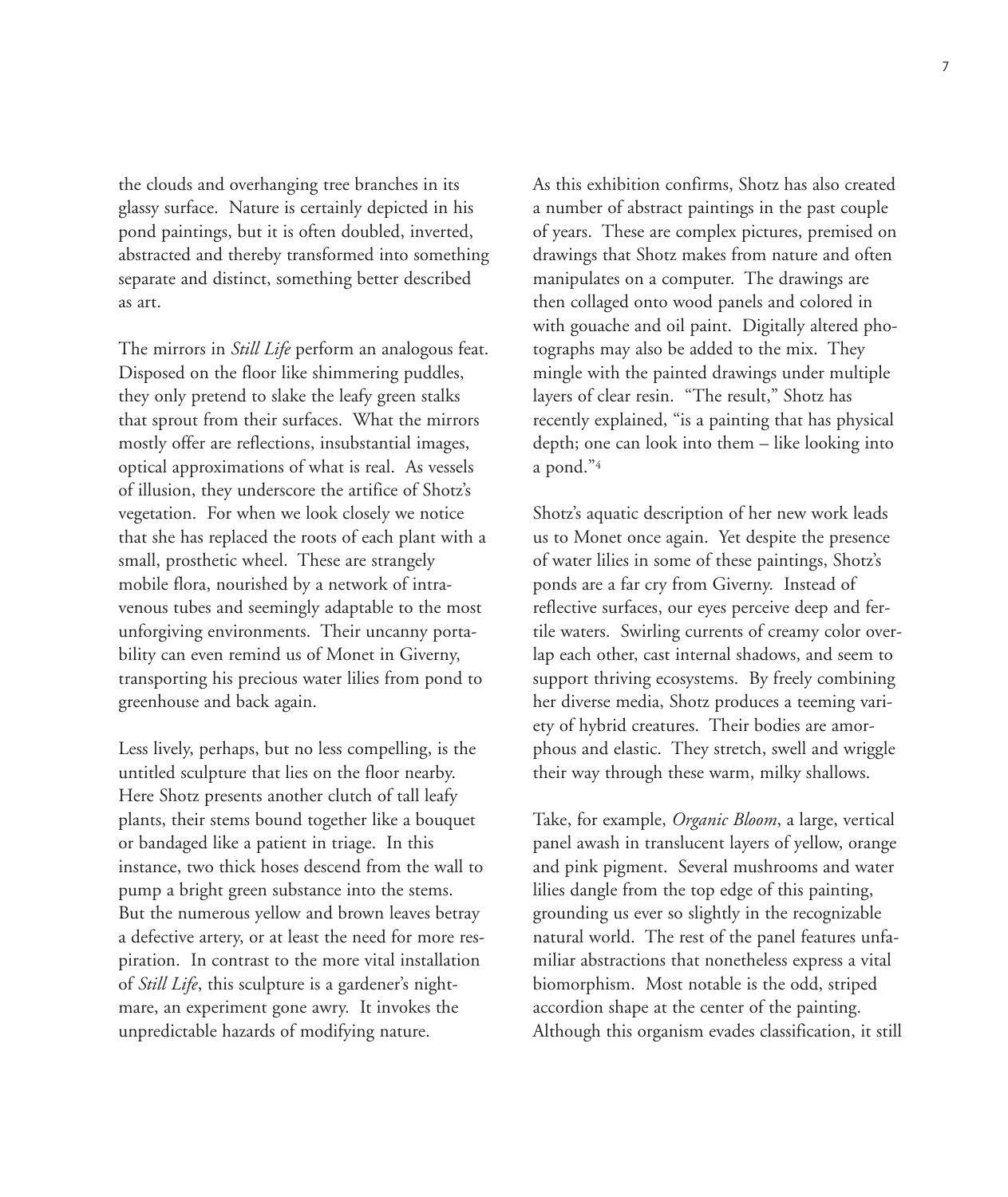the clouds and overhanging tree branches in its glassy surface. Nature is certainly depicted in his pond paintings, but it is often doubled, inverted, abstracted and thereby transformed into something separate and distinct, something better described as art.

The mirrors in *Still Life* perform an analogous feat. Disposed on the floor like shimmering puddles, they only pretend to slake the leafy green stalks that sprout from their surfaces. What the mirrors mostly offer are reflections, insubstantial images, optical approximations of what is real. As vessels of illusion, they underscore the artifice of Shotz's vegetation. For when we look closely we notice that she has replaced the roots of each plant with a small, prosthetic wheel. These are strangely mobile flora, nourished by a network of intravenous tubes and seemingly adaptable to the most unforgiving environments. Their uncanny portability can even remind us of Monet in Giverny, transporting his precious water lilies from pond to greenhouse and back again.

Less lively, perhaps, but no less compelling, is the untitled sculpture that lies on the floor nearby. Here Shotz presents another clutch of tall leafy plants, their stems bound together like a bouquet or bandaged like a patient in triage. In this instance, two thick hoses descend from the wall to pump a bright green substance into the stems. But the numerous yellow and brown leaves betray a defective artery, or at least the need for more respiration. In contrast to the more vital installation of *Still Life*, this sculpture is a gardener's nightmare, an experiment gone awry. It invokes the unpredictable hazards of modifying nature.

As this exhibition confirms, Shotz has also created a number of abstract paintings in the past couple of years. These are complex pictures, premised on drawings that Shotz makes from nature and often manipulates on a computer. The drawings are then collaged onto wood panels and colored in with gouache and oil paint. Digitally altered photographs may also be added to the mix. They mingle with the painted drawings under multiple layers of clear resin. "The result," Shotz has recently explained, "is a painting that has physical depth; one can look into them – like looking into a pond."[4]

Shotz's aquatic description of her new work leads us to Monet once again. Yet despite the presence of water lilies in some of these paintings, Shotz's ponds are a far cry from Giverny. Instead of reflective surfaces, our eyes perceive deep and fertile waters. Swirling currents of creamy color overlap each other, cast internal shadows, and seem to support thriving ecosystems. By freely combining her diverse media, Shotz produces a teeming variety of hybrid creatures. Their bodies are amorphous and elastic. They stretch, swell and wriggle their way through these warm, milky shallows.

Take, for example, *Organic Bloom*, a large, vertical panel awash in translucent layers of yellow, orange and pink pigment. Several mushrooms and water lilies dangle from the top edge of this painting, grounding us ever so slightly in the recognizable natural world. The rest of the panel features unfamiliar abstractions that nonetheless express a vital biomorphism. Most notable is the odd, striped accordion shape at the center of the painting. Although this organism evades classification, it still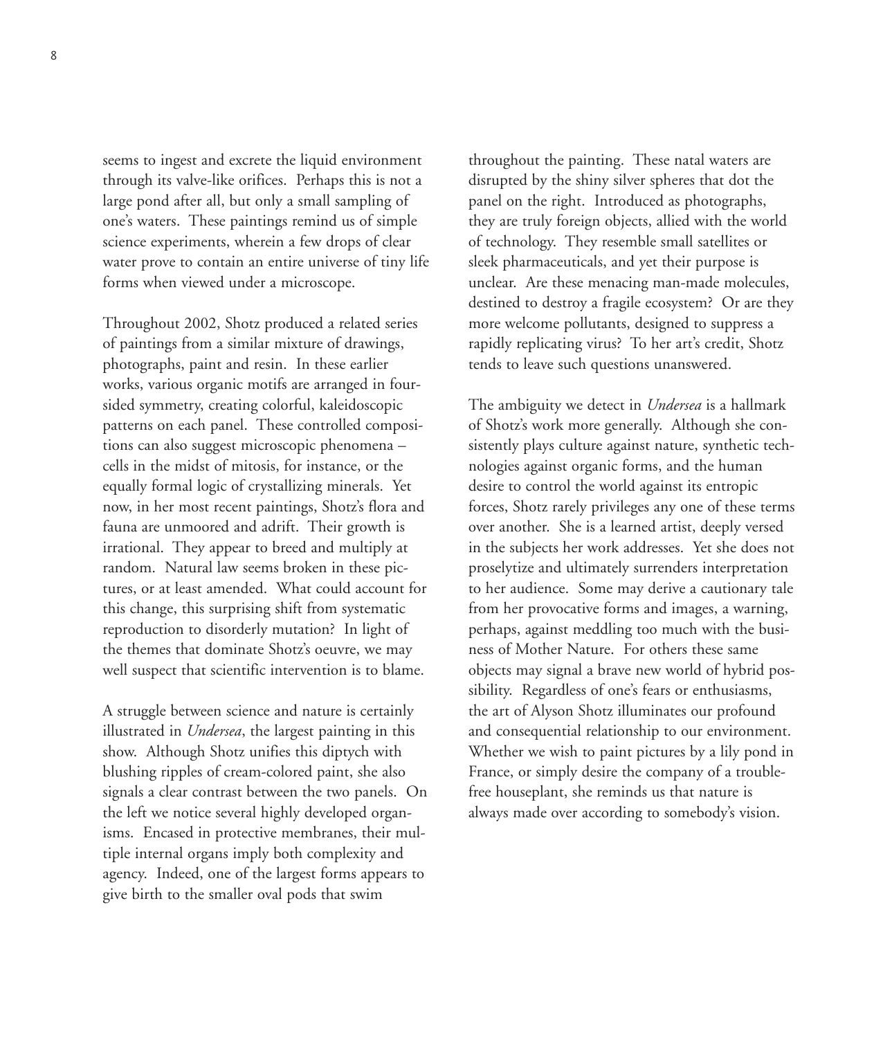seems to ingest and excrete the liquid environment through its valve-like orifices. Perhaps this is not a large pond after all, but only a small sampling of one's waters. These paintings remind us of simple science experiments, wherein a few drops of clear water prove to contain an entire universe of tiny life forms when viewed under a microscope.

Throughout 2002, Shotz produced a related series of paintings from a similar mixture of drawings, photographs, paint and resin. In these earlier works, various organic motifs are arranged in four-sided symmetry, creating colorful, kaleidoscopic patterns on each panel. These controlled compositions can also suggest microscopic phenomena – cells in the midst of mitosis, for instance, or the equally formal logic of crystallizing minerals. Yet now, in her most recent paintings, Shotz's flora and fauna are unmoored and adrift. Their growth is irrational. They appear to breed and multiply at random. Natural law seems broken in these pictures, or at least amended. What could account for this change, this surprising shift from systematic reproduction to disorderly mutation? In light of the themes that dominate Shotz's oeuvre, we may well suspect that scientific intervention is to blame.

A struggle between science and nature is certainly illustrated in *Undersea*, the largest painting in this show. Although Shotz unifies this diptych with blushing ripples of cream-colored paint, she also signals a clear contrast between the two panels. On the left we notice several highly developed organisms. Encased in protective membranes, their multiple internal organs imply both complexity and agency. Indeed, one of the largest forms appears to give birth to the smaller oval pods that swim throughout the painting. These natal waters are disrupted by the shiny silver spheres that dot the panel on the right. Introduced as photographs, they are truly foreign objects, allied with the world of technology. They resemble small satellites or sleek pharmaceuticals, and yet their purpose is unclear. Are these menacing man-made molecules, destined to destroy a fragile ecosystem? Or are they more welcome pollutants, designed to suppress a rapidly replicating virus? To her art's credit, Shotz tends to leave such questions unanswered.

The ambiguity we detect in *Undersea* is a hallmark of Shotz's work more generally. Although she consistently plays culture against nature, synthetic technologies against organic forms, and the human desire to control the world against its entropic forces, Shotz rarely privileges any one of these terms over another. She is a learned artist, deeply versed in the subjects her work addresses. Yet she does not proselytize and ultimately surrenders interpretation to her audience. Some may derive a cautionary tale from her provocative forms and images, a warning, perhaps, against meddling too much with the business of Mother Nature. For others these same objects may signal a brave new world of hybrid possibility. Regardless of one's fears or enthusiasms, the art of Alyson Shotz illuminates our profound and consequential relationship to our environment. Whether we wish to paint pictures by a lily pond in France, or simply desire the company of a trouble-free houseplant, she reminds us that nature is always made over according to somebody's vision.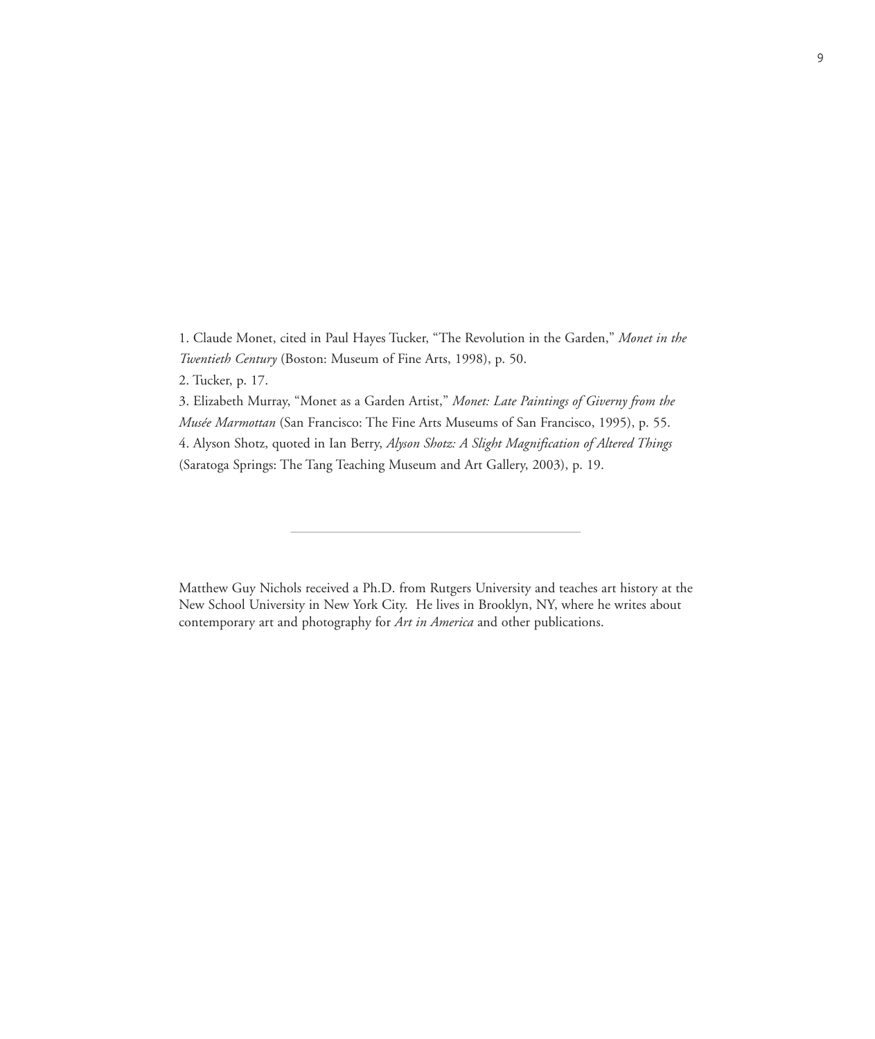1. Claude Monet, cited in Paul Hayes Tucker, "The Revolution in the Garden," *Monet in the Twentieth Century* (Boston: Museum of Fine Arts, 1998), p. 50.

2. Tucker, p. 17.

3. Elizabeth Murray, "Monet as a Garden Artist," *Monet: Late Paintings of Giverny from the Musée Marmottan* (San Francisco: The Fine Arts Museums of San Francisco, 1995), p. 55.

4. Alyson Shotz, quoted in Ian Berry, *Alyson Shotz: A Slight Magnification of Altered Things* (Saratoga Springs: The Tang Teaching Museum and Art Gallery, 2003), p. 19.

---

Matthew Guy Nichols received a Ph.D. from Rutgers University and teaches art history at the New School University in New York City. He lives in Brooklyn, NY, where he writes about contemporary art and photography for *Art in America* and other publications.